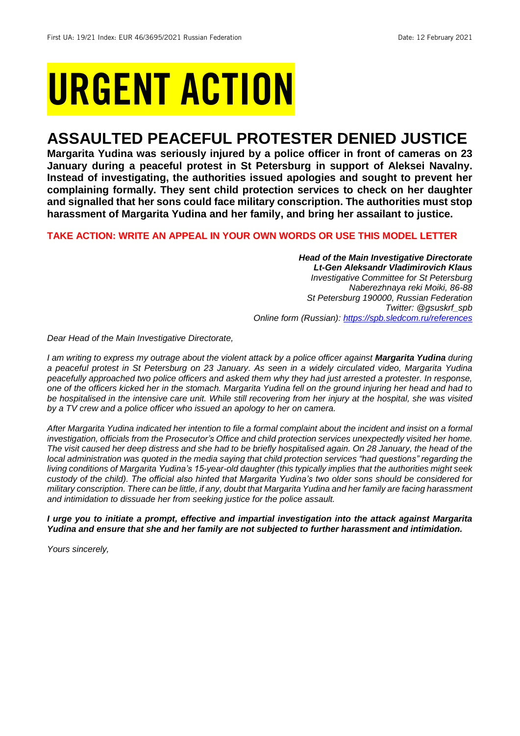First UA: 19/21 Index: EUR 46/3695/2021 Russian Federation Date: 12 February 2021

# URGENT ACTION

## ASSAULTED PEACEFUL PROTESTER DENIED JUSTICE

**Margarita Yudina was seriously injured by a police officer in front of cameras on 23 January during a peaceful protest in St Petersburg in support of Aleksei Navalny. Instead of investigating, the authorities issued apologies and sought to prevent her complaining formally. They sent child protection services to check on her daughter and signalled that her sons could face military conscription. The authorities must stop harassment of Margarita Yudina and her family, and bring her assailant to justice.**

**TAKE ACTION: WRITE AN APPEAL IN YOUR OWN WORDS OR USE THIS MODEL LETTER**

***Head of the Main Investigative Directorate***
***Lt-Gen Aleksandr Vladimirovich Klaus***
*Investigative Committee for St Petersburg*
*Naberezhnaya reki Moiki, 86-88*
*St Petersburg 190000, Russian Federation*
*Twitter: @gsuskrf_spb*
*Online form (Russian): [https://spb.sledcom.ru/references](https://spb.sledcom.ru/references)*

*Dear Head of the Main Investigative Directorate,*

*I am writing to express my outrage about the violent attack by a police officer against **Margarita Yudina** during a peaceful protest in St Petersburg on 23 January. As seen in a widely circulated video, Margarita Yudina peacefully approached two police officers and asked them why they had just arrested a protester. In response, one of the officers kicked her in the stomach. Margarita Yudina fell on the ground injuring her head and had to be hospitalised in the intensive care unit. While still recovering from her injury at the hospital, she was visited by a TV crew and a police officer who issued an apology to her on camera.*

*After Margarita Yudina indicated her intention to file a formal complaint about the incident and insist on a formal investigation, officials from the Prosecutor's Office and child protection services unexpectedly visited her home. The visit caused her deep distress and she had to be briefly hospitalised again. On 28 January, the head of the local administration was quoted in the media saying that child protection services "had questions" regarding the living conditions of Margarita Yudina's 15-year-old daughter (this typically implies that the authorities might seek custody of the child). The official also hinted that Margarita Yudina's two older sons should be considered for military conscription. There can be little, if any, doubt that Margarita Yudina and her family are facing harassment and intimidation to dissuade her from seeking justice for the police assault.*

***I urge you to initiate a prompt, effective and impartial investigation into the attack against Margarita Yudina and ensure that she and her family are not subjected to further harassment and intimidation.***

*Yours sincerely,*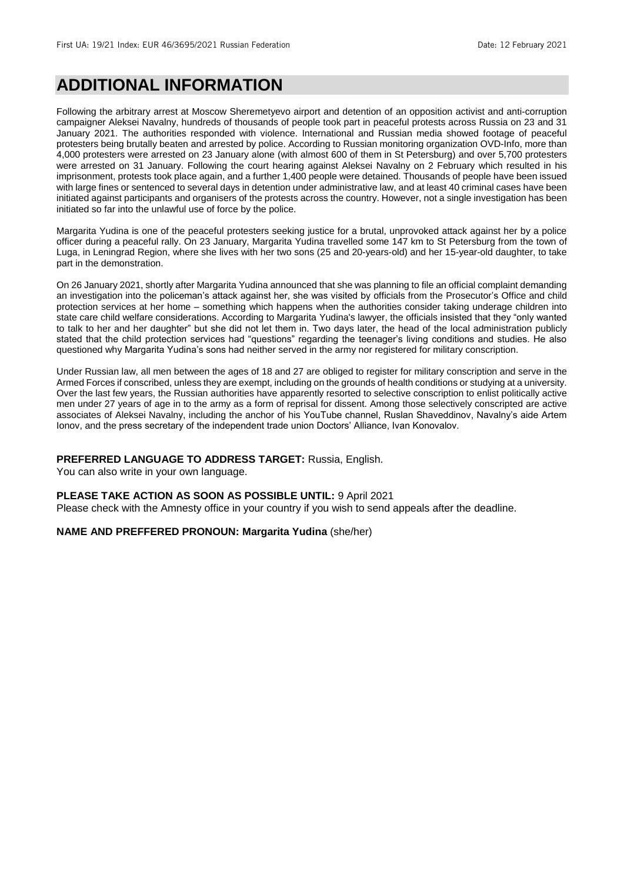# ADDITIONAL INFORMATION

Following the arbitrary arrest at Moscow Sheremetyevo airport and detention of an opposition activist and anti-corruption campaigner Aleksei Navalny, hundreds of thousands of people took part in peaceful protests across Russia on 23 and 31 January 2021. The authorities responded with violence. International and Russian media showed footage of peaceful protesters being brutally beaten and arrested by police. According to Russian monitoring organization OVD-Info, more than 4,000 protesters were arrested on 23 January alone (with almost 600 of them in St Petersburg) and over 5,700 protesters were arrested on 31 January. Following the court hearing against Aleksei Navalny on 2 February which resulted in his imprisonment, protests took place again, and a further 1,400 people were detained. Thousands of people have been issued with large fines or sentenced to several days in detention under administrative law, and at least 40 criminal cases have been initiated against participants and organisers of the protests across the country. However, not a single investigation has been initiated so far into the unlawful use of force by the police.

Margarita Yudina is one of the peaceful protesters seeking justice for a brutal, unprovoked attack against her by a police officer during a peaceful rally. On 23 January, Margarita Yudina travelled some 147 km to St Petersburg from the town of Luga, in Leningrad Region, where she lives with her two sons (25 and 20-years-old) and her 15-year-old daughter, to take part in the demonstration.

On 26 January 2021, shortly after Margarita Yudina announced that she was planning to file an official complaint demanding an investigation into the policeman's attack against her, she was visited by officials from the Prosecutor's Office and child protection services at her home – something which happens when the authorities consider taking underage children into state care child welfare considerations. According to Margarita Yudina's lawyer, the officials insisted that they "only wanted to talk to her and her daughter" but she did not let them in. Two days later, the head of the local administration publicly stated that the child protection services had "questions" regarding the teenager's living conditions and studies. He also questioned why Margarita Yudina's sons had neither served in the army nor registered for military conscription.

Under Russian law, all men between the ages of 18 and 27 are obliged to register for military conscription and serve in the Armed Forces if conscribed, unless they are exempt, including on the grounds of health conditions or studying at a university. Over the last few years, the Russian authorities have apparently resorted to selective conscription to enlist politically active men under 27 years of age in to the army as a form of reprisal for dissent. Among those selectively conscripted are active associates of Aleksei Navalny, including the anchor of his YouTube channel, Ruslan Shaveddinov, Navalny's aide Artem Ionov, and the press secretary of the independent trade union Doctors' Alliance, Ivan Konovalov.

**PREFERRED LANGUAGE TO ADDRESS TARGET:** Russia, English.
You can also write in your own language.

**PLEASE TAKE ACTION AS SOON AS POSSIBLE UNTIL:** 9 April 2021
Please check with the Amnesty office in your country if you wish to send appeals after the deadline.

**NAME AND PREFFERED PRONOUN: Margarita Yudina** (she/her)